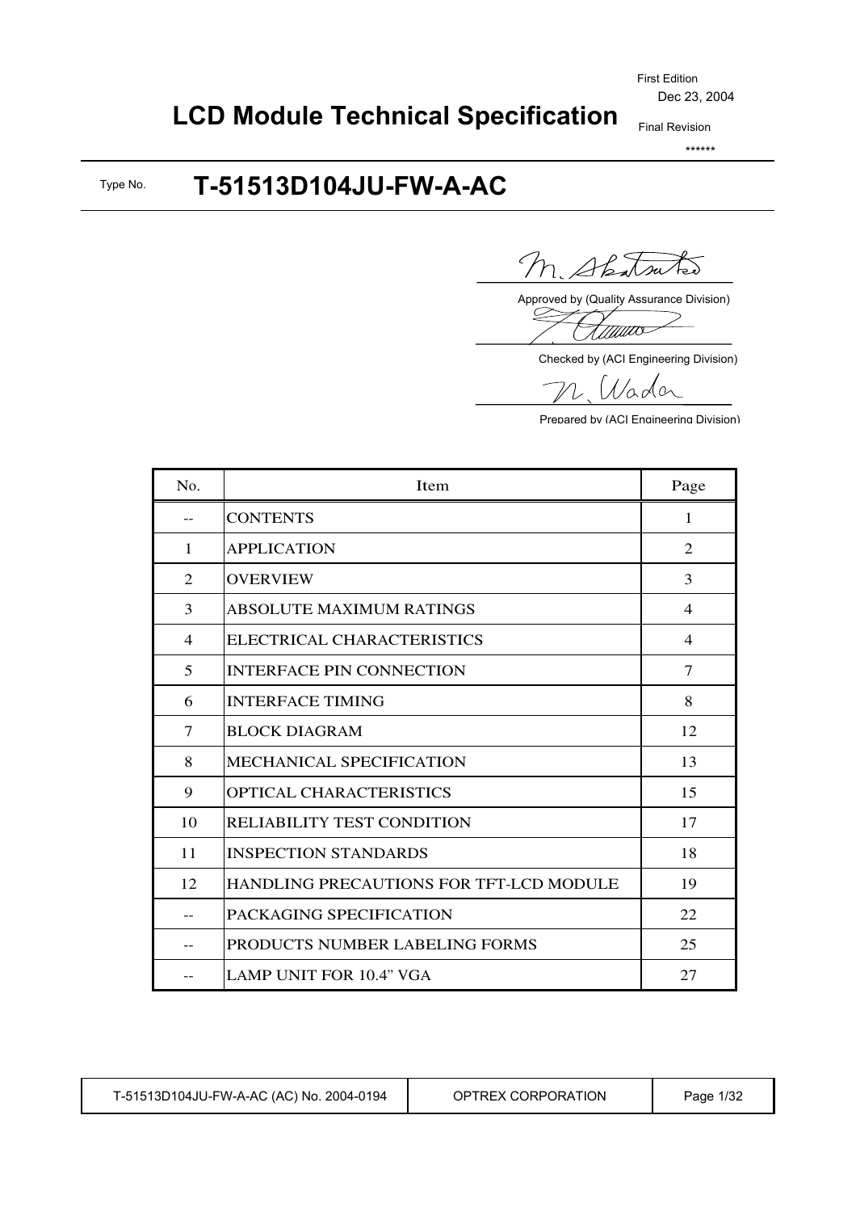First Edition
Dec 23, 2004

# LCD Module Technical Specification

Final Revision
******

Type No. **T-51513D104JU-FW-A-AC**

Approved by (Quality Assurance Division)

Checked by (ACI Engineering Division)

Prepared by (ACI Engineering Division)

| No. | Item | Page |
|---|---|---|
| -- | CONTENTS | 1 |
| 1 | APPLICATION | 2 |
| 2 | OVERVIEW | 3 |
| 3 | ABSOLUTE MAXIMUM RATINGS | 4 |
| 4 | ELECTRICAL CHARACTERISTICS | 4 |
| 5 | INTERFACE PIN CONNECTION | 7 |
| 6 | INTERFACE TIMING | 8 |
| 7 | BLOCK DIAGRAM | 12 |
| 8 | MECHANICAL SPECIFICATION | 13 |
| 9 | OPTICAL CHARACTERISTICS | 15 |
| 10 | RELIABILITY TEST CONDITION | 17 |
| 11 | INSPECTION STANDARDS | 18 |
| 12 | HANDLING PRECAUTIONS FOR TFT-LCD MODULE | 19 |
| -- | PACKAGING SPECIFICATION | 22 |
| -- | PRODUCTS NUMBER LABELING FORMS | 25 |
| -- | LAMP UNIT FOR 10.4" VGA | 27 |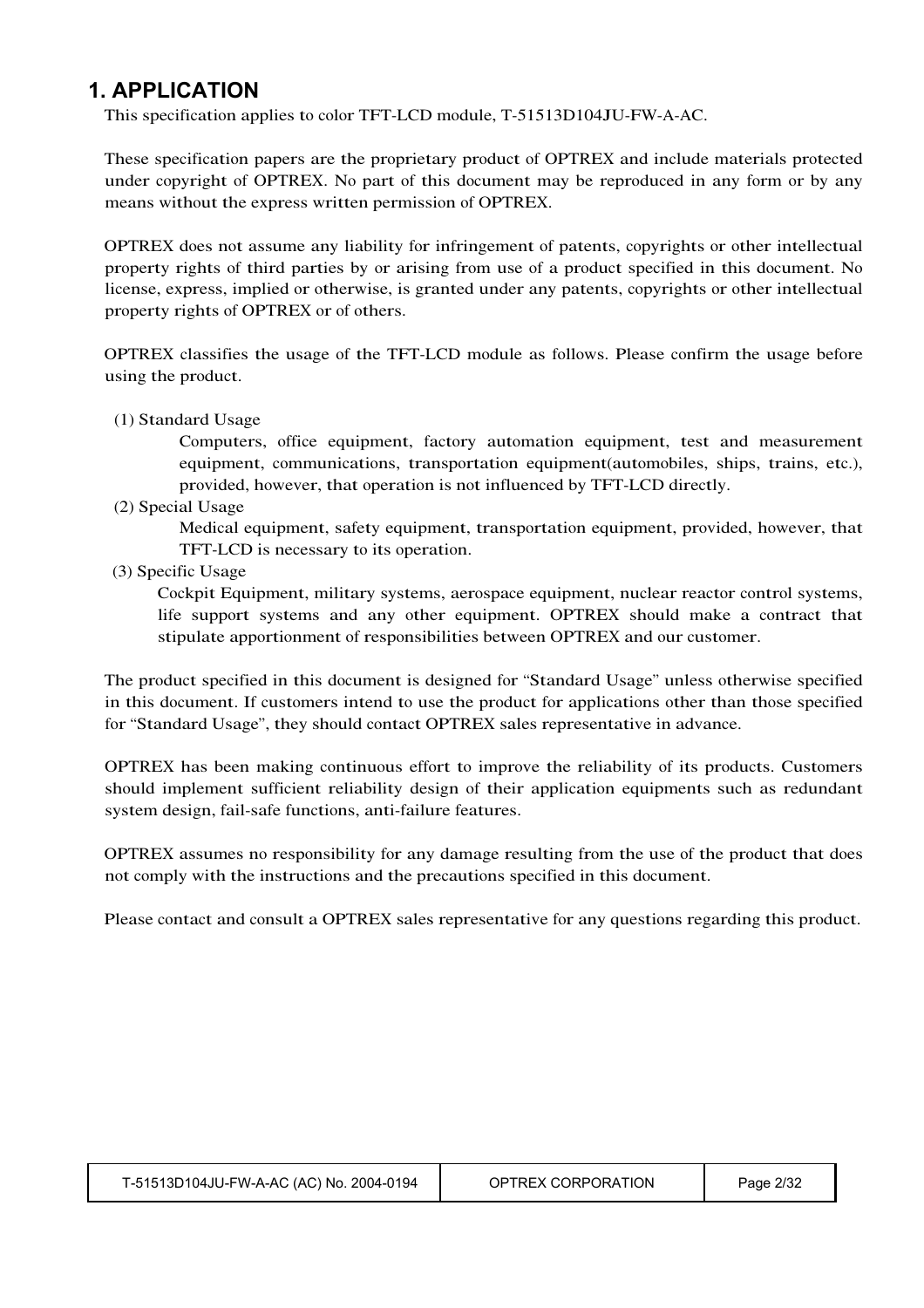# 1. APPLICATION

This specification applies to color TFT-LCD module, T-51513D104JU-FW-A-AC.

These specification papers are the proprietary product of OPTREX and include materials protected under copyright of OPTREX. No part of this document may be reproduced in any form or by any means without the express written permission of OPTREX.

OPTREX does not assume any liability for infringement of patents, copyrights or other intellectual property rights of third parties by or arising from use of a product specified in this document. No license, express, implied or otherwise, is granted under any patents, copyrights or other intellectual property rights of OPTREX or of others.

OPTREX classifies the usage of the TFT-LCD module as follows. Please confirm the usage before using the product.

(1) Standard Usage

Computers, office equipment, factory automation equipment, test and measurement equipment, communications, transportation equipment(automobiles, ships, trains, etc.), provided, however, that operation is not influenced by TFT-LCD directly.

(2) Special Usage

Medical equipment, safety equipment, transportation equipment, provided, however, that TFT-LCD is necessary to its operation.

(3) Specific Usage

Cockpit Equipment, military systems, aerospace equipment, nuclear reactor control systems, life support systems and any other equipment. OPTREX should make a contract that stipulate apportionment of responsibilities between OPTREX and our customer.

The product specified in this document is designed for “Standard Usage” unless otherwise specified in this document. If customers intend to use the product for applications other than those specified for “Standard Usage”, they should contact OPTREX sales representative in advance.

OPTREX has been making continuous effort to improve the reliability of its products. Customers should implement sufficient reliability design of their application equipments such as redundant system design, fail-safe functions, anti-failure features.

OPTREX assumes no responsibility for any damage resulting from the use of the product that does not comply with the instructions and the precautions specified in this document.

Please contact and consult a OPTREX sales representative for any questions regarding this product.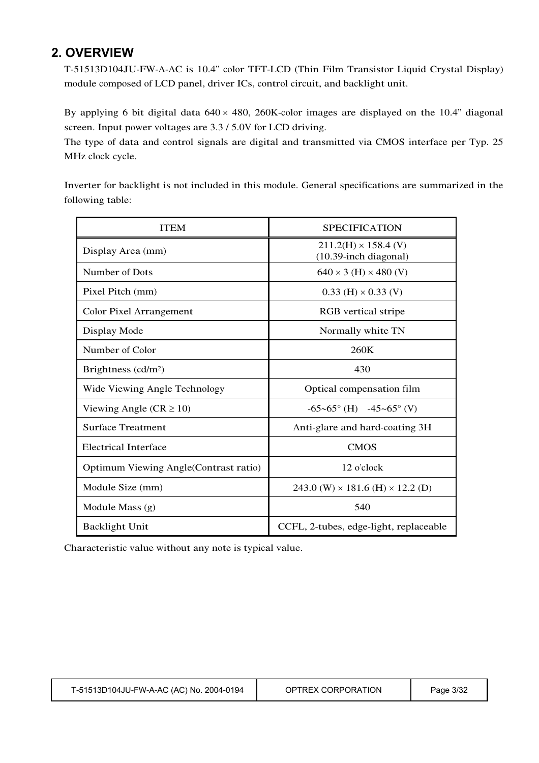## 2. OVERVIEW

T-51513D104JU-FW-A-AC is 10.4" color TFT-LCD (Thin Film Transistor Liquid Crystal Display) module composed of LCD panel, driver ICs, control circuit, and backlight unit.

By applying 6 bit digital data 640 × 480, 260K-color images are displayed on the 10.4" diagonal screen. Input power voltages are 3.3 / 5.0V for LCD driving.
The type of data and control signals are digital and transmitted via CMOS interface per Typ. 25 MHz clock cycle.

Inverter for backlight is not included in this module. General specifications are summarized in the following table:

| ITEM | SPECIFICATION |
|---|---|
| Display Area (mm) | 211.2(H) × 158.4 (V) (10.39-inch diagonal) |
| Number of Dots | 640 × 3 (H) × 480 (V) |
| Pixel Pitch (mm) | 0.33 (H) × 0.33 (V) |
| Color Pixel Arrangement | RGB vertical stripe |
| Display Mode | Normally white TN |
| Number of Color | 260K |
| Brightness (cd/m$^2$) | 430 |
| Wide Viewing Angle Technology | Optical compensation film |
| Viewing Angle (CR ≥ 10) | -65~65° (H) -45~65° (V) |
| Surface Treatment | Anti-glare and hard-coating 3H |
| Electrical Interface | CMOS |
| Optimum Viewing Angle(Contrast ratio) | 12 o'clock |
| Module Size (mm) | 243.0 (W) × 181.6 (H) × 12.2 (D) |
| Module Mass (g) | 540 |
| Backlight Unit | CCFL, 2-tubes, edge-light, replaceable |

Characteristic value without any note is typical value.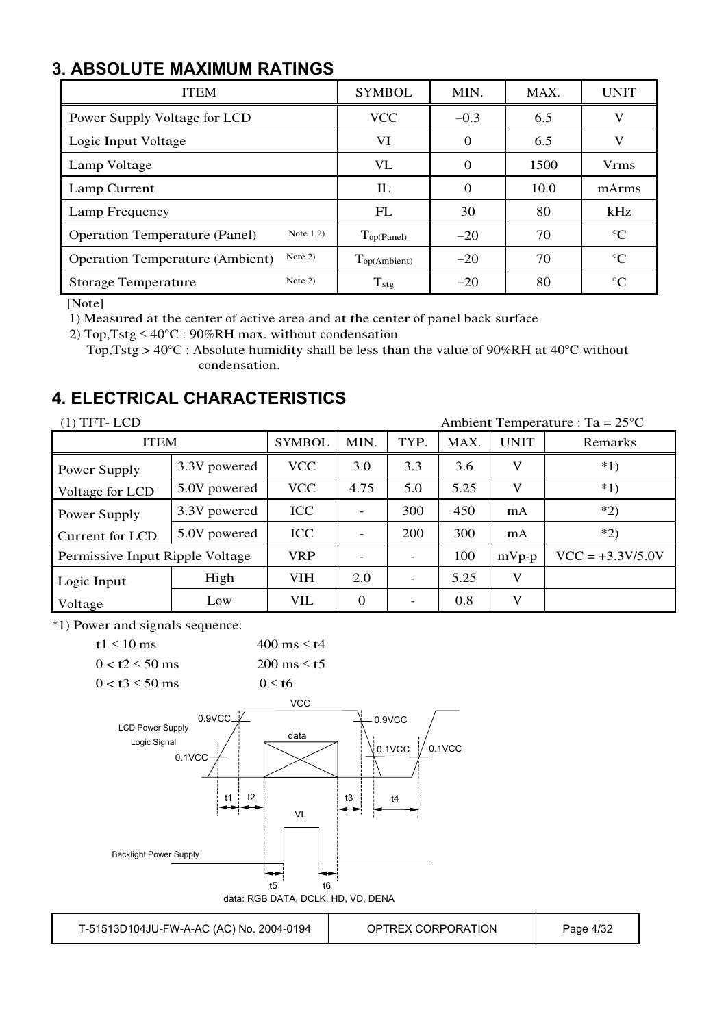## 3. ABSOLUTE MAXIMUM RATINGS

| ITEM | | SYMBOL | MIN. | MAX. | UNIT |
|---|---|---|---|---|---|
| Power Supply Voltage for LCD | | VCC | −0.3 | 6.5 | V |
| Logic Input Voltage | | VI | 0 | 6.5 | V |
| Lamp Voltage | | VL | 0 | 1500 | Vrms |
| Lamp Current | | IL | 0 | 10.0 | mArms |
| Lamp Frequency | | FL | 30 | 80 | kHz |
| Operation Temperature (Panel) | Note 1,2) | $T_{op(Panel)}$ | −20 | 70 | °C |
| Operation Temperature (Ambient) | Note 2) | $T_{op(Ambient)}$ | −20 | 70 | °C |
| Storage Temperature | Note 2) | $T_{stg}$ | −20 | 80 | °C |

[Note]

1) Measured at the center of active area and at the center of panel back surface

2) Top,Tstg ≤ 40°C : 90%RH max. without condensation
 Top,Tstg > 40°C : Absolute humidity shall be less than the value of 90%RH at 40°C without condensation.

## 4. ELECTRICAL CHARACTERISTICS

(1) TFT- LCD    Ambient Temperature : Ta = 25°C

| ITEM | | SYMBOL | MIN. | TYP. | MAX. | UNIT | Remarks |
|---|---|---|---|---|---|---|---|
| Power Supply Voltage for LCD | 3.3V powered | VCC | 3.0 | 3.3 | 3.6 | V | *1) |
| | 5.0V powered | VCC | 4.75 | 5.0 | 5.25 | V | *1) |
| Power Supply Current for LCD | 3.3V powered | ICC | - | 300 | 450 | mA | *2) |
| | 5.0V powered | ICC | - | 200 | 300 | mA | *2) |
| Permissive Input Ripple Voltage | | VRP | - | - | 100 | mVp-p | VCC = +3.3V/5.0V |
| Logic Input Voltage | High | VIH | 2.0 | - | 5.25 | V | |
| | Low | VIL | 0 | - | 0.8 | V | |

*1) Power and signals sequence:

| | |
|---|---|
| t1 ≤ 10 ms | 400 ms ≤ t4 |
| 0 < t2 ≤ 50 ms | 200 ms ≤ t5 |
| 0 < t3 ≤ 50 ms | 0 ≤ t6 |

data: RGB DATA, DCLK, HD, VD, DENA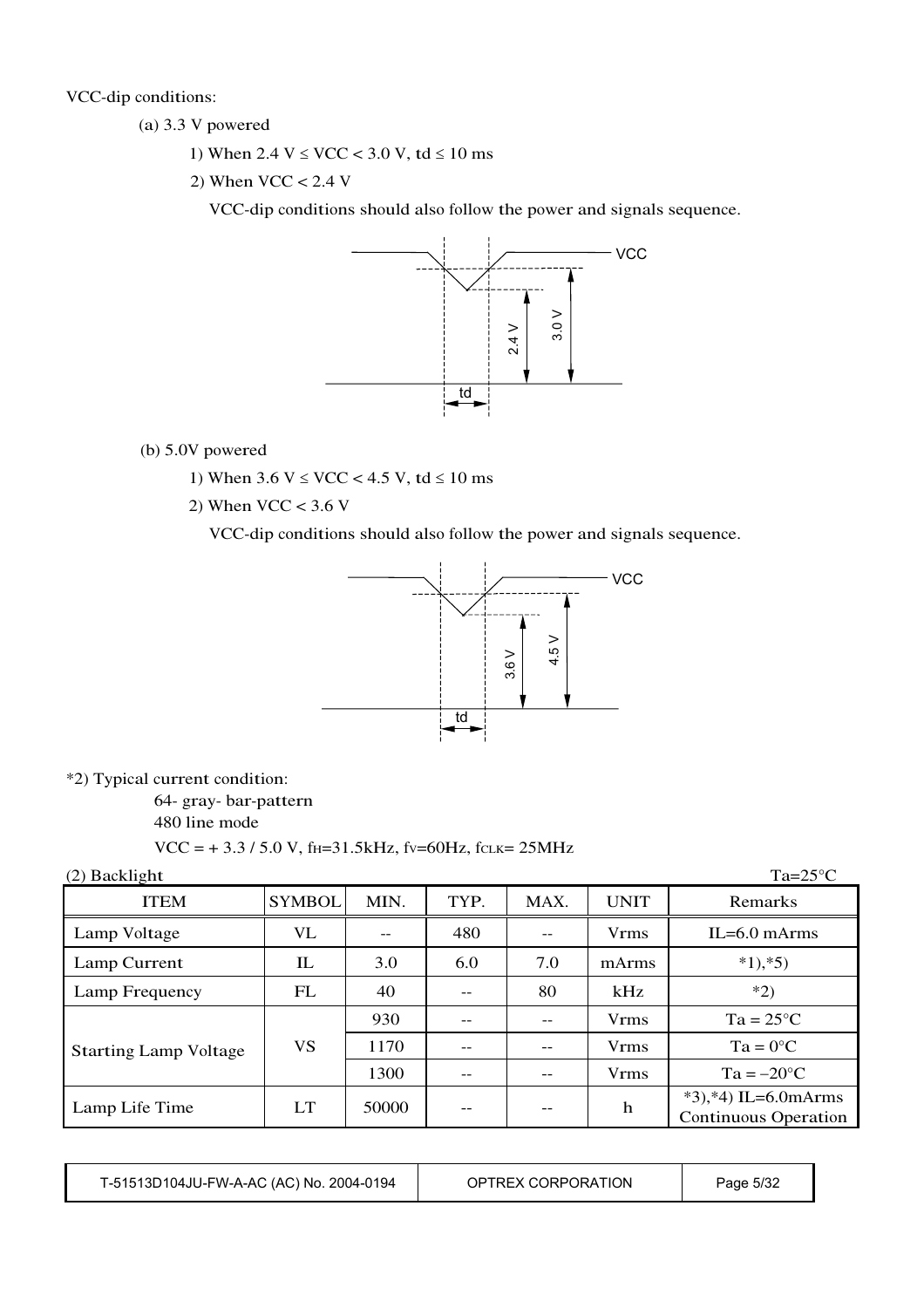VCC-dip conditions:

(a) 3.3 V powered

1) When 2.4 V ≤ VCC < 3.0 V, td ≤ 10 ms

2) When VCC < 2.4 V

VCC-dip conditions should also follow the power and signals sequence.

(b) 5.0V powered

1) When 3.6 V ≤ VCC < 4.5 V, td ≤ 10 ms

2) When VCC < 3.6 V

VCC-dip conditions should also follow the power and signals sequence.

*2) Typical current condition:

64- gray- bar-pattern

480 line mode

VCC = + 3.3 / 5.0 V, $f_H$=31.5kHz, $f_V$=60Hz, $f_{CLK}$= 25MHz

(2) Backlight Ta=25°C

| ITEM | SYMBOL | MIN. | TYP. | MAX. | UNIT | Remarks |
|---|---|---|---|---|---|---|
| Lamp Voltage | VL | -- | 480 | -- | Vrms | IL=6.0 mArms |
| Lamp Current | IL | 3.0 | 6.0 | 7.0 | mArms | *1),*5) |
| Lamp Frequency | FL | 40 | -- | 80 | kHz | *2) |
| Starting Lamp Voltage | VS | 930 | -- | -- | Vrms | Ta = 25°C |
| | | 1170 | -- | -- | Vrms | Ta = 0°C |
| | | 1300 | -- | -- | Vrms | Ta = −20°C |
| Lamp Life Time | LT | 50000 | -- | -- | h | *3),*4) IL=6.0mArms Continuous Operation |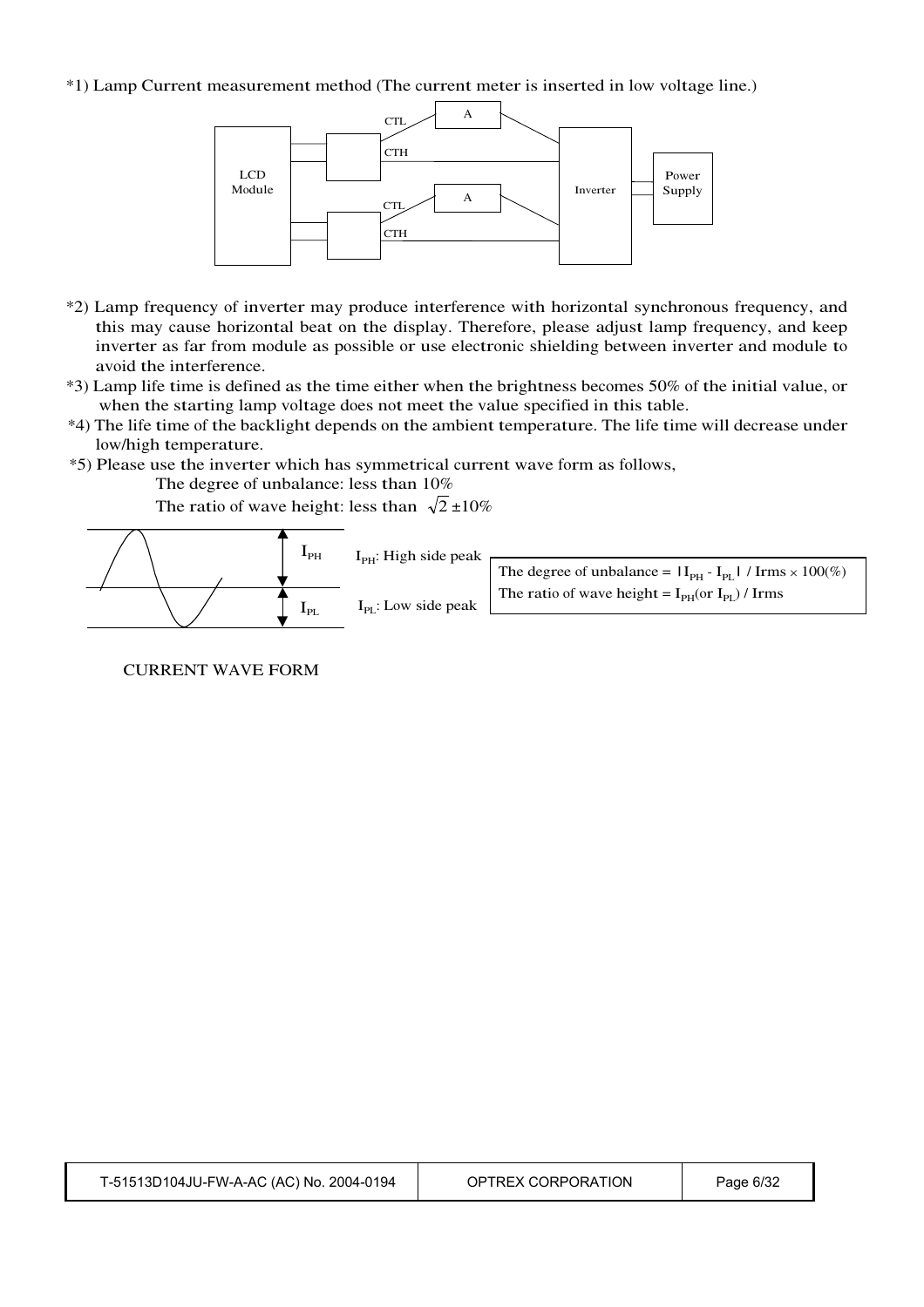*1) Lamp Current measurement method (The current meter is inserted in low voltage line.)

LCD Module — CTL — A — Inverter — Power Supply

CTH

CTL — A

CTH

*2) Lamp frequency of inverter may produce interference with horizontal synchronous frequency, and this may cause horizontal beat on the display. Therefore, please adjust lamp frequency, and keep inverter as far from module as possible or use electronic shielding between inverter and module to avoid the interference.

*3) Lamp life time is defined as the time either when the brightness becomes 50% of the initial value, or when the starting lamp voltage does not meet the value specified in this table.

*4) The life time of the backlight depends on the ambient temperature. The life time will decrease under low/high temperature.

*5) Please use the inverter which has symmetrical current wave form as follows,

The degree of unbalance: less than 10%

The ratio of wave height: less than $\sqrt{2}$ ±10%

$I_{PH}$: High side peak

$I_{PL}$: Low side peak

The degree of unbalance = $|I_{PH} - I_{PL}|$ / Irms × 100(%)

The ratio of wave height = $I_{PH}$(or $I_{PL}$) / Irms

CURRENT WAVE FORM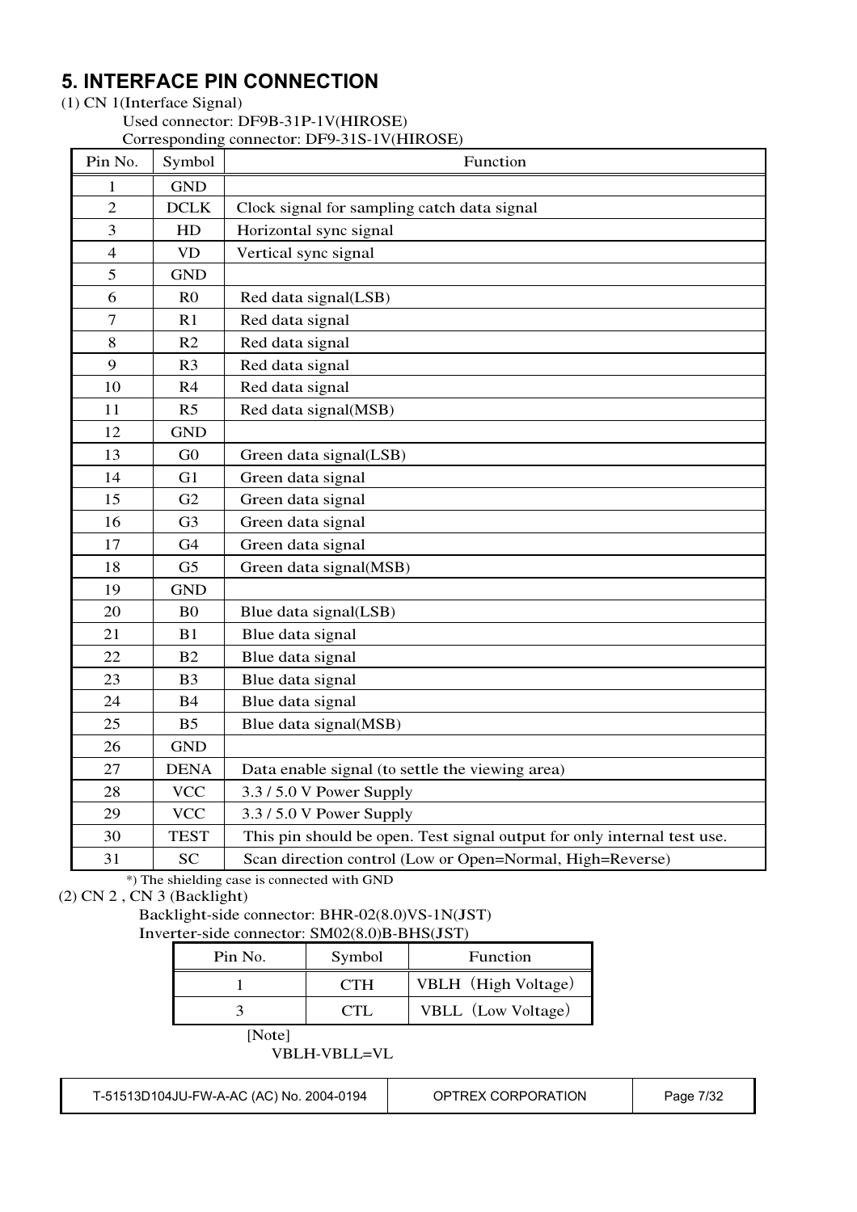# 5. INTERFACE PIN CONNECTION

(1) CN 1(Interface Signal)

Used connector: DF9B-31P-1V(HIROSE)

Corresponding connector: DF9-31S-1V(HIROSE)

| Pin No. | Symbol | Function |
|---|---|---|
| 1 | GND | |
| 2 | DCLK | Clock signal for sampling catch data signal |
| 3 | HD | Horizontal sync signal |
| 4 | VD | Vertical sync signal |
| 5 | GND | |
| 6 | R0 | Red data signal(LSB) |
| 7 | R1 | Red data signal |
| 8 | R2 | Red data signal |
| 9 | R3 | Red data signal |
| 10 | R4 | Red data signal |
| 11 | R5 | Red data signal(MSB) |
| 12 | GND | |
| 13 | G0 | Green data signal(LSB) |
| 14 | G1 | Green data signal |
| 15 | G2 | Green data signal |
| 16 | G3 | Green data signal |
| 17 | G4 | Green data signal |
| 18 | G5 | Green data signal(MSB) |
| 19 | GND | |
| 20 | B0 | Blue data signal(LSB) |
| 21 | B1 | Blue data signal |
| 22 | B2 | Blue data signal |
| 23 | B3 | Blue data signal |
| 24 | B4 | Blue data signal |
| 25 | B5 | Blue data signal(MSB) |
| 26 | GND | |
| 27 | DENA | Data enable signal (to settle the viewing area) |
| 28 | VCC | 3.3 / 5.0 V Power Supply |
| 29 | VCC | 3.3 / 5.0 V Power Supply |
| 30 | TEST | This pin should be open. Test signal output for only internal test use. |
| 31 | SC | Scan direction control (Low or Open=Normal, High=Reverse) |

*) The shielding case is connected with GND

(2) CN 2 , CN 3 (Backlight)

Backlight-side connector: BHR-02(8.0)VS-1N(JST)

Inverter-side connector: SM02(8.0)B-BHS(JST)

| Pin No. | Symbol | Function |
|---|---|---|
| 1 | CTH | VBLH（High Voltage） |
| 3 | CTL | VBLL（Low Voltage） |

[Note]

VBLH-VBLL=VL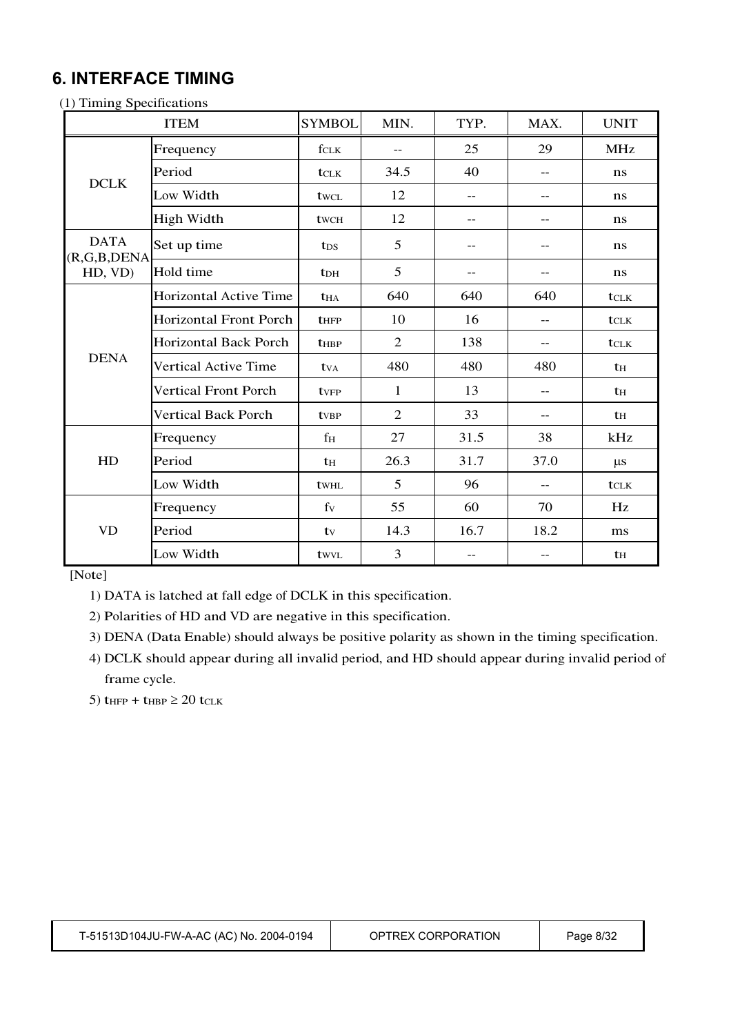## 6. INTERFACE TIMING

(1) Timing Specifications

| ITEM | | SYMBOL | MIN. | TYP. | MAX. | UNIT |
|---|---|---|---|---|---|---|
| DCLK | Frequency | $f_{CLK}$ | -- | 25 | 29 | MHz |
| | Period | $t_{CLK}$ | 34.5 | 40 | -- | ns |
| | Low Width | $t_{WCL}$ | 12 | -- | -- | ns |
| | High Width | $t_{WCH}$ | 12 | -- | -- | ns |
| DATA (R,G,B,DENA HD, VD) | Set up time | $t_{DS}$ | 5 | -- | -- | ns |
| | Hold time | $t_{DH}$ | 5 | -- | -- | ns |
| DENA | Horizontal Active Time | $t_{HA}$ | 640 | 640 | 640 | $t_{CLK}$ |
| | Horizontal Front Porch | $t_{HFP}$ | 10 | 16 | -- | $t_{CLK}$ |
| | Horizontal Back Porch | $t_{HBP}$ | 2 | 138 | -- | $t_{CLK}$ |
| | Vertical Active Time | $t_{VA}$ | 480 | 480 | 480 | $t_H$ |
| | Vertical Front Porch | $t_{VFP}$ | 1 | 13 | -- | $t_H$ |
| | Vertical Back Porch | $t_{VBP}$ | 2 | 33 | -- | $t_H$ |
| HD | Frequency | $f_H$ | 27 | 31.5 | 38 | kHz |
| | Period | $t_H$ | 26.3 | 31.7 | 37.0 | μs |
| | Low Width | $t_{WHL}$ | 5 | 96 | -- | $t_{CLK}$ |
| VD | Frequency | $f_V$ | 55 | 60 | 70 | Hz |
| | Period | $t_V$ | 14.3 | 16.7 | 18.2 | ms |
| | Low Width | $t_{WVL}$ | 3 | -- | -- | $t_H$ |

[Note]

1) DATA is latched at fall edge of DCLK in this specification.

2) Polarities of HD and VD are negative in this specification.

3) DENA (Data Enable) should always be positive polarity as shown in the timing specification.

4) DCLK should appear during all invalid period, and HD should appear during invalid period of frame cycle.

5) $t_{HFP} + t_{HBP} \geq 20\ t_{CLK}$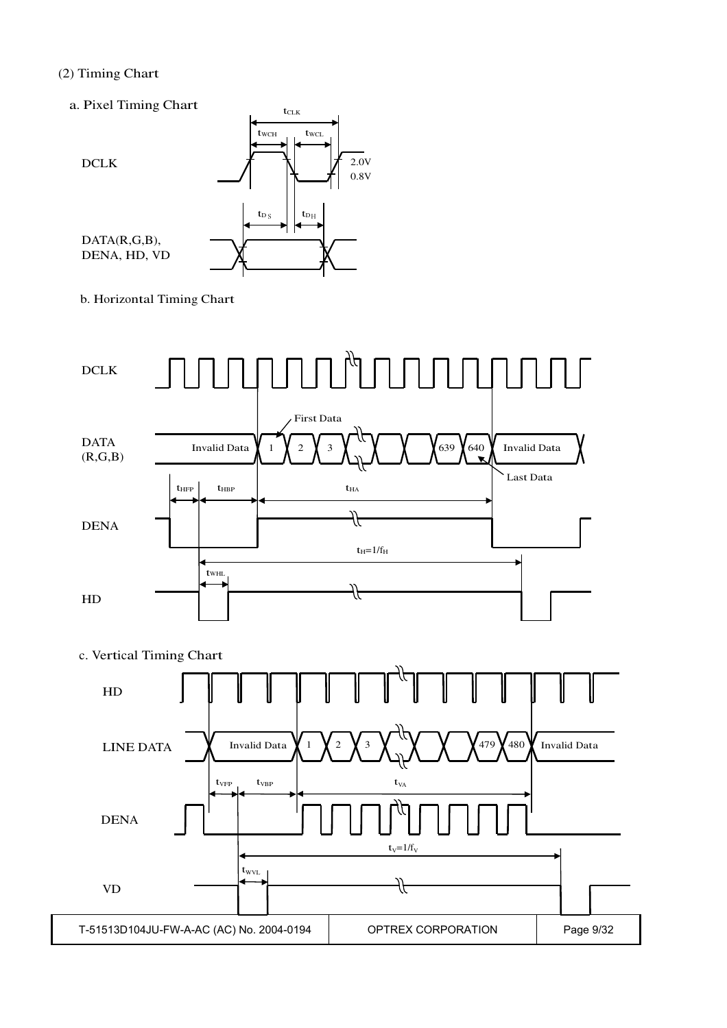(2) Timing Chart

a. Pixel Timing Chart

$t_{CLK}$

$t_{WCH}$ $t_{WCL}$

DCLK 2.0V 0.8V

$t_{DS}$ $t_{DH}$

DATA(R,G,B), DENA, HD, VD

b. Horizontal Timing Chart

DCLK

DATA (R,G,B) Invalid Data 1 2 3 639 640 Invalid Data

First Data

Last Data

$t_{HFP}$ $t_{HBP}$ $t_{HA}$

DENA

$t_H=1/f_H$

$t_{WHL}$

HD

c. Vertical Timing Chart

HD

LINE DATA Invalid Data 1 2 3 479 480 Invalid Data

$t_{VFP}$ $t_{VBP}$ $t_{VA}$

DENA

$t_V=1/f_V$

$t_{WVL}$

VD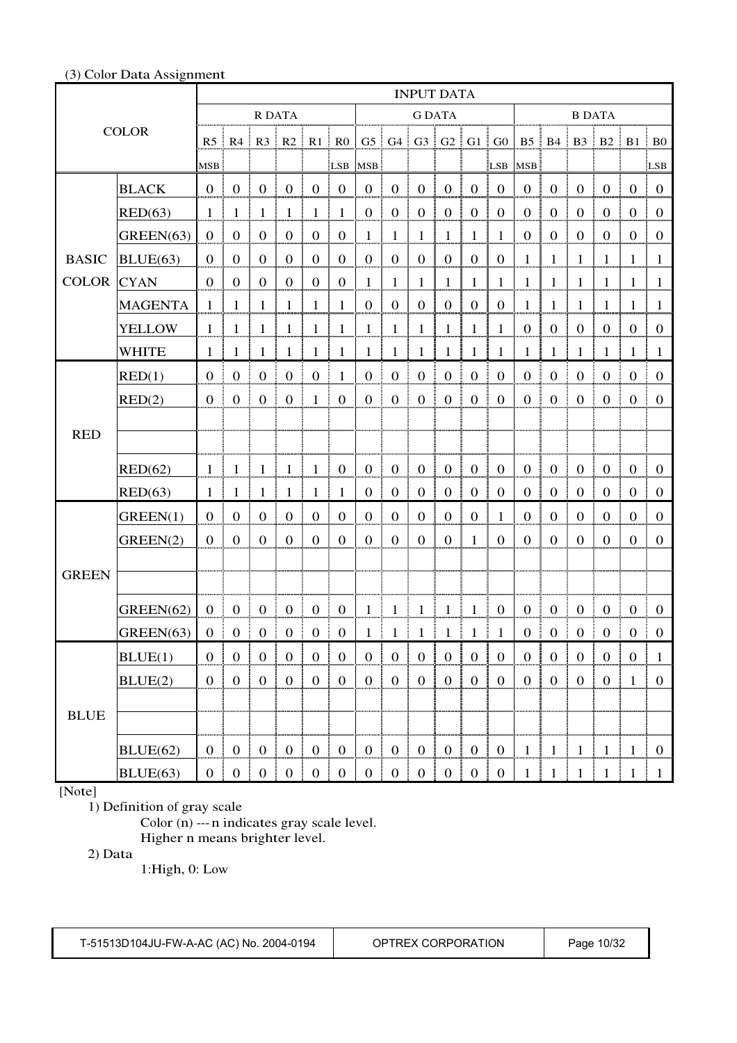(3) Color Data Assignment

| COLOR | | INPUT DATA | | | | | | | | | | | | | | | | | |
|---|---|---|---|---|---|---|---|---|---|---|---|---|---|---|---|---|---|---|---|
| | | R DATA | | | | | | G DATA | | | | | | B DATA | | | | | |
| | | R5 MSB | R4 | R3 | R2 | R1 | R0 LSB | G5 MSB | G4 | G3 | G2 | G1 | G0 LSB | B5 MSB | B4 | B3 | B2 | B1 | B0 LSB |
| BASIC COLOR | BLACK | 0 | 0 | 0 | 0 | 0 | 0 | 0 | 0 | 0 | 0 | 0 | 0 | 0 | 0 | 0 | 0 | 0 | 0 |
| | RED(63) | 1 | 1 | 1 | 1 | 1 | 1 | 0 | 0 | 0 | 0 | 0 | 0 | 0 | 0 | 0 | 0 | 0 | 0 |
| | GREEN(63) | 0 | 0 | 0 | 0 | 0 | 0 | 1 | 1 | 1 | 1 | 1 | 1 | 0 | 0 | 0 | 0 | 0 | 0 |
| | BLUE(63) | 0 | 0 | 0 | 0 | 0 | 0 | 0 | 0 | 0 | 0 | 0 | 0 | 1 | 1 | 1 | 1 | 1 | 1 |
| | CYAN | 0 | 0 | 0 | 0 | 0 | 0 | 1 | 1 | 1 | 1 | 1 | 1 | 1 | 1 | 1 | 1 | 1 | 1 |
| | MAGENTA | 1 | 1 | 1 | 1 | 1 | 1 | 0 | 0 | 0 | 0 | 0 | 0 | 1 | 1 | 1 | 1 | 1 | 1 |
| | YELLOW | 1 | 1 | 1 | 1 | 1 | 1 | 1 | 1 | 1 | 1 | 1 | 1 | 0 | 0 | 0 | 0 | 0 | 0 |
| | WHITE | 1 | 1 | 1 | 1 | 1 | 1 | 1 | 1 | 1 | 1 | 1 | 1 | 1 | 1 | 1 | 1 | 1 | 1 |
| RED | RED(1) | 0 | 0 | 0 | 0 | 0 | 1 | 0 | 0 | 0 | 0 | 0 | 0 | 0 | 0 | 0 | 0 | 0 | 0 |
| | RED(2) | 0 | 0 | 0 | 0 | 1 | 0 | 0 | 0 | 0 | 0 | 0 | 0 | 0 | 0 | 0 | 0 | 0 | 0 |
| | | | | | | | | | | | | | | | | | | | |
| | | | | | | | | | | | | | | | | | | | |
| | RED(62) | 1 | 1 | 1 | 1 | 1 | 0 | 0 | 0 | 0 | 0 | 0 | 0 | 0 | 0 | 0 | 0 | 0 | 0 |
| | RED(63) | 1 | 1 | 1 | 1 | 1 | 1 | 0 | 0 | 0 | 0 | 0 | 0 | 0 | 0 | 0 | 0 | 0 | 0 |
| GREEN | GREEN(1) | 0 | 0 | 0 | 0 | 0 | 0 | 0 | 0 | 0 | 0 | 0 | 1 | 0 | 0 | 0 | 0 | 0 | 0 |
| | GREEN(2) | 0 | 0 | 0 | 0 | 0 | 0 | 0 | 0 | 0 | 0 | 1 | 0 | 0 | 0 | 0 | 0 | 0 | 0 |
| | | | | | | | | | | | | | | | | | | | |
| | | | | | | | | | | | | | | | | | | | |
| | GREEN(62) | 0 | 0 | 0 | 0 | 0 | 0 | 1 | 1 | 1 | 1 | 1 | 0 | 0 | 0 | 0 | 0 | 0 | 0 |
| | GREEN(63) | 0 | 0 | 0 | 0 | 0 | 0 | 1 | 1 | 1 | 1 | 1 | 1 | 0 | 0 | 0 | 0 | 0 | 0 |
| BLUE | BLUE(1) | 0 | 0 | 0 | 0 | 0 | 0 | 0 | 0 | 0 | 0 | 0 | 0 | 0 | 0 | 0 | 0 | 0 | 1 |
| | BLUE(2) | 0 | 0 | 0 | 0 | 0 | 0 | 0 | 0 | 0 | 0 | 0 | 0 | 0 | 0 | 0 | 0 | 1 | 0 |
| | | | | | | | | | | | | | | | | | | | |
| | | | | | | | | | | | | | | | | | | | |
| | BLUE(62) | 0 | 0 | 0 | 0 | 0 | 0 | 0 | 0 | 0 | 0 | 0 | 0 | 1 | 1 | 1 | 1 | 1 | 0 |
| | BLUE(63) | 0 | 0 | 0 | 0 | 0 | 0 | 0 | 0 | 0 | 0 | 0 | 0 | 1 | 1 | 1 | 1 | 1 | 1 |

[Note]

1) Definition of gray scale

   Color (n) --- n indicates gray scale level.
   Higher n means brighter level.

2) Data

   1:High, 0: Low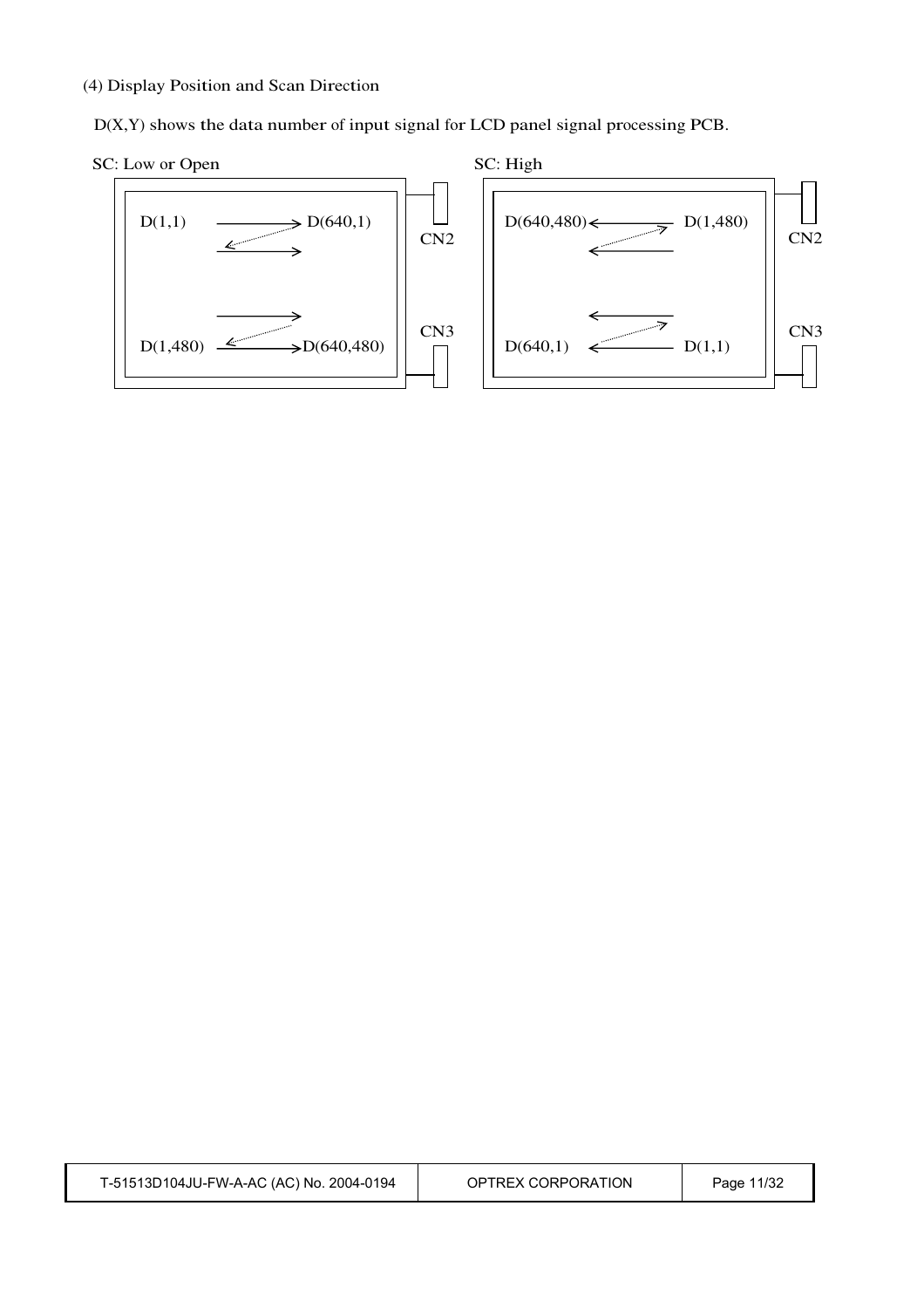(4) Display Position and Scan Direction

D(X,Y) shows the data number of input signal for LCD panel signal processing PCB.

SC: Low or Open

D(1,1) → D(640,1)

D(1,480) → D(640,480)

CN2

CN3

SC: High

D(640,480) ← D(1,480)

D(640,1) ← D(1,1)

CN2

CN3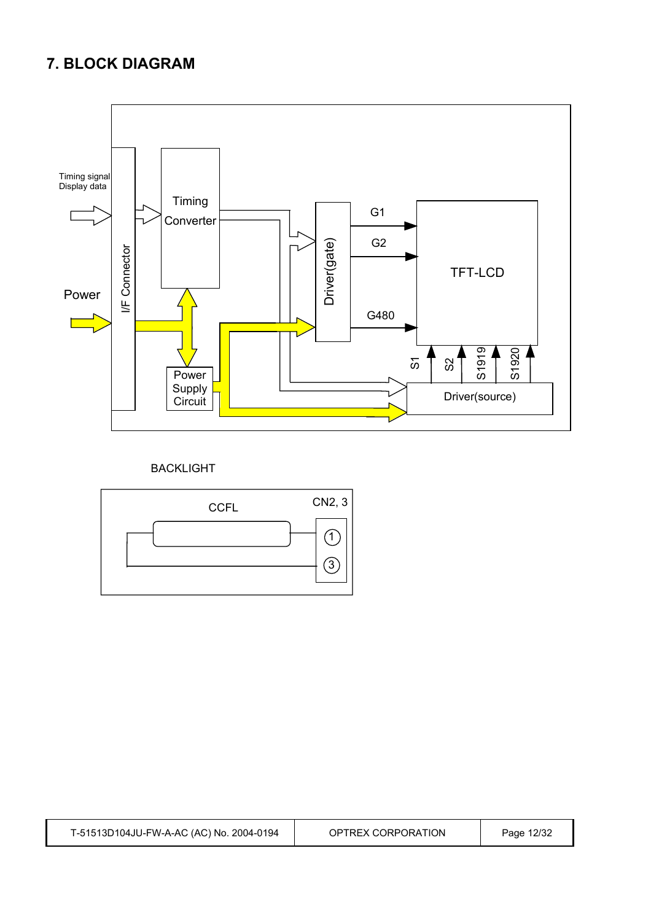## 7. BLOCK DIAGRAM

Timing signal
Display data

Power

I/F Connector

Timing Converter

Power Supply Circuit

Driver(gate)

G1

G2

G480

TFT-LCD

S1

S2

S1919

S1920

Driver(source)

BACKLIGHT

CCFL

CN2, 3

①

③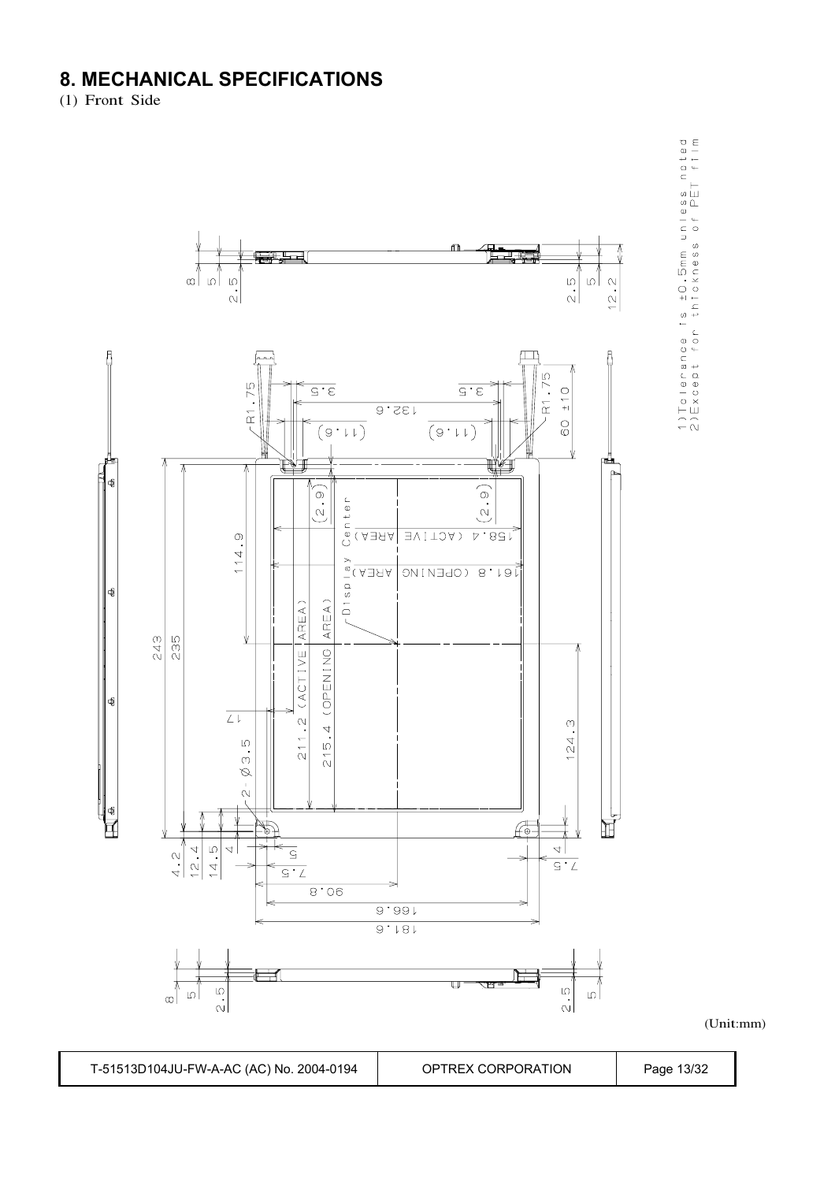## 8. MECHANICAL SPECIFICATIONS

(1) Front Side

1) Tolerance is ±0.5mm unless noted
2) Except for thickness of PET film

(Unit:mm)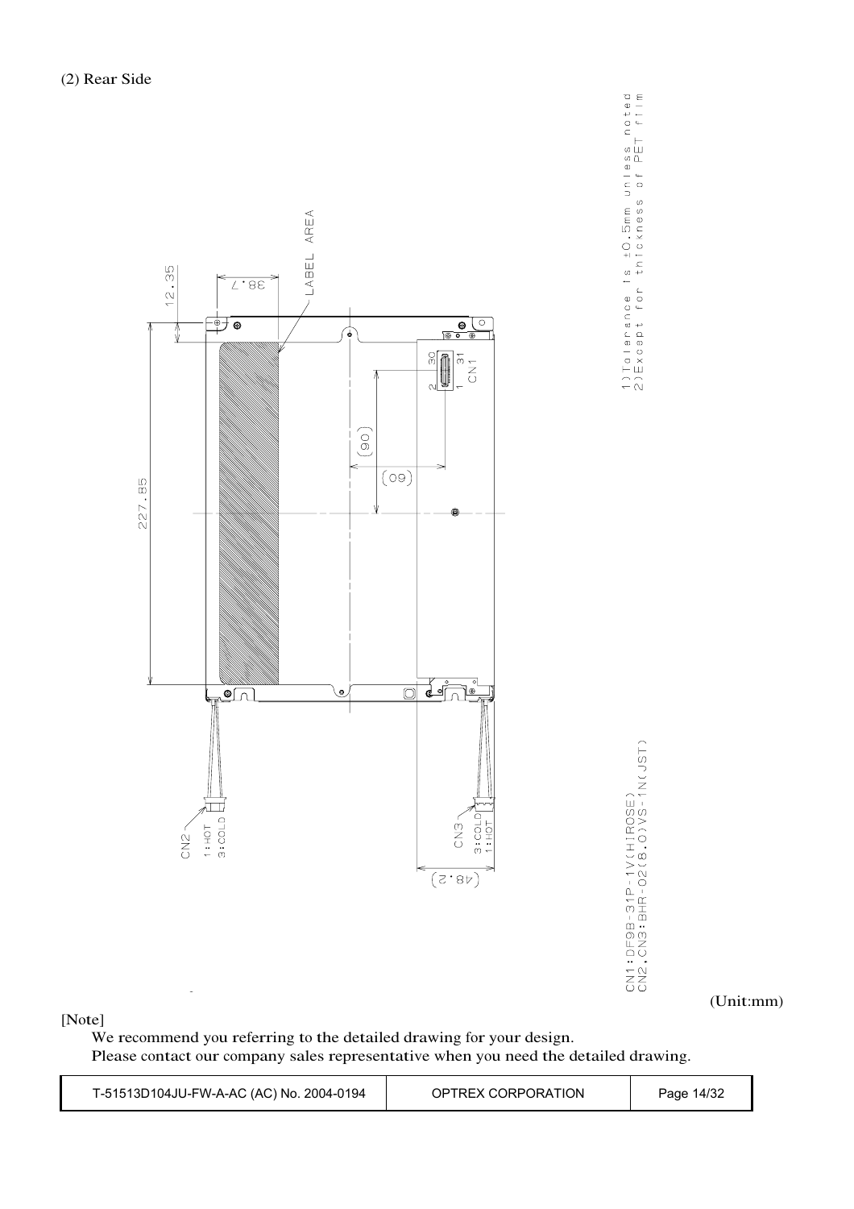(2) Rear Side

1) Tolerance is ±0.5mm unless noted
2) Except for thickness of PET film

LABEL AREA

12.35

38.7

227.85

(90)

(60)

CN1

30 31

2 1

CN2
1:HOT
3:COLD

CN3
3:COLD
1:HOT

(48.2)

CN1:DF9B-31P-1V(HIROSE)
CN2,CN3:BHR-02(8.0)VS-1N(JST)

(Unit:mm)

[Note]

We recommend you referring to the detailed drawing for your design.
Please contact our company sales representative when you need the detailed drawing.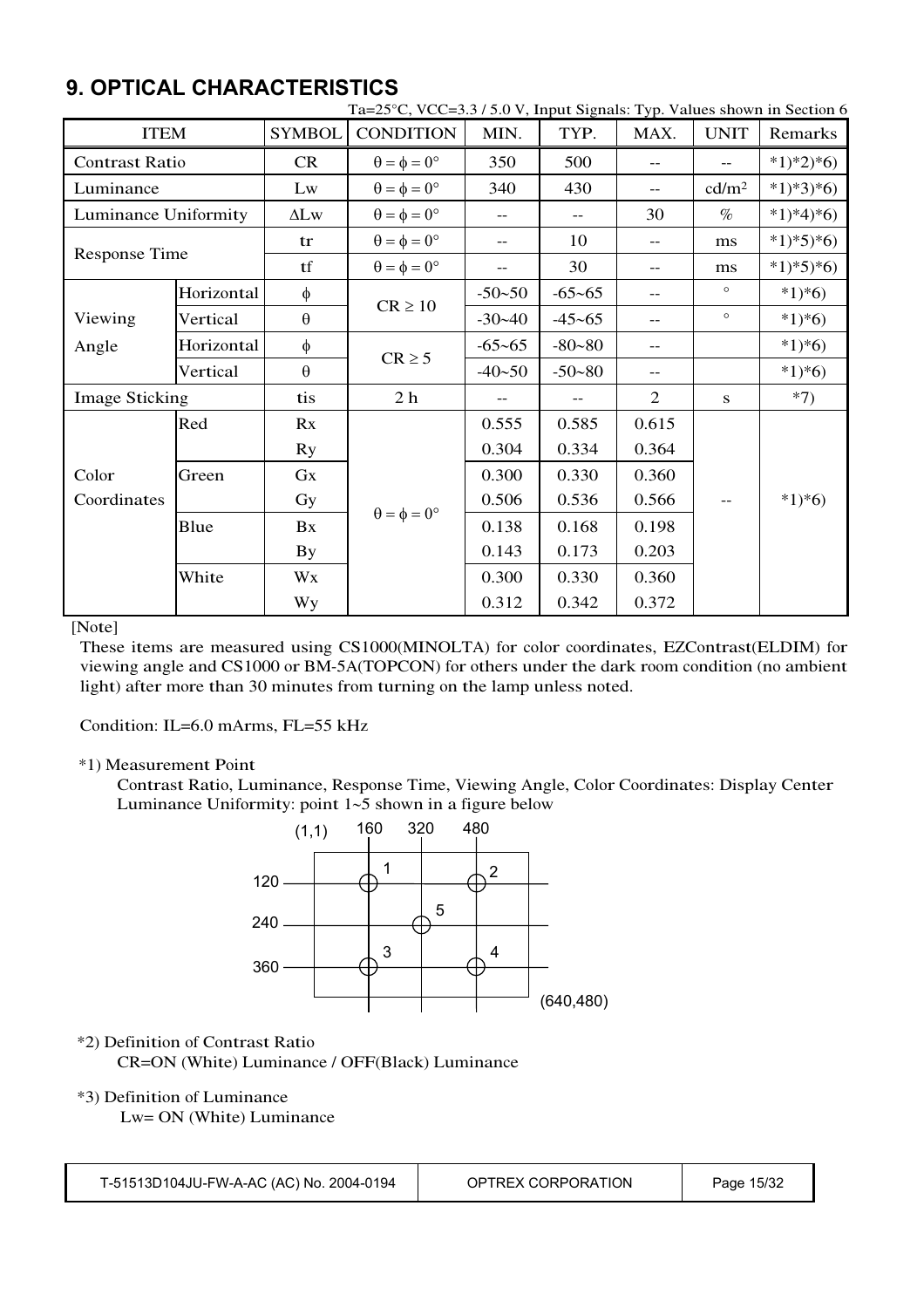## 9. OPTICAL CHARACTERISTICS

Ta=25°C, VCC=3.3 / 5.0 V, Input Signals: Typ. Values shown in Section 6

| ITEM | | SYMBOL | CONDITION | MIN. | TYP. | MAX. | UNIT | Remarks |
|---|---|---|---|---|---|---|---|---|
| Contrast Ratio | | CR | $\theta = \phi = 0°$ | 350 | 500 | -- | -- | *1)*2)*6) |
| Luminance | | Lw | $\theta = \phi = 0°$ | 340 | 430 | -- | cd/m² | *1)*3)*6) |
| Luminance Uniformity | | ΔLw | $\theta = \phi = 0°$ | -- | -- | 30 | % | *1)*4)*6) |
| Response Time | | tr | $\theta = \phi = 0°$ | -- | 10 | -- | ms | *1)*5)*6) |
| | | tf | $\theta = \phi = 0°$ | -- | 30 | -- | ms | *1)*5)*6) |
| Viewing Angle | Horizontal | $\phi$ | $CR \geq 10$ | -50~50 | -65~65 | -- | ° | *1)*6) |
| | Vertical | $\theta$ | | -30~40 | -45~65 | -- | ° | *1)*6) |
| | Horizontal | $\phi$ | $CR \geq 5$ | -65~65 | -80~80 | -- | | *1)*6) |
| | Vertical | $\theta$ | | -40~50 | -50~80 | -- | | *1)*6) |
| Image Sticking | | tis | 2 h | -- | -- | 2 | s | *7) |
| Color Coordinates | Red | Rx | $\theta = \phi = 0°$ | 0.555 | 0.585 | 0.615 | -- | *1)*6) |
| | | Ry | | 0.304 | 0.334 | 0.364 | | |
| | Green | Gx | | 0.300 | 0.330 | 0.360 | | |
| | | Gy | | 0.506 | 0.536 | 0.566 | | |
| | Blue | Bx | | 0.138 | 0.168 | 0.198 | | |
| | | By | | 0.143 | 0.173 | 0.203 | | |
| | White | Wx | | 0.300 | 0.330 | 0.360 | | |
| | | Wy | | 0.312 | 0.342 | 0.372 | | |

[Note]

These items are measured using CS1000(MINOLTA) for color coordinates, EZContrast(ELDIM) for viewing angle and CS1000 or BM-5A(TOPCON) for others under the dark room condition (no ambient light) after more than 30 minutes from turning on the lamp unless noted.

Condition: IL=6.0 mArms, FL=55 kHz

*1) Measurement Point

Contrast Ratio, Luminance, Response Time, Viewing Angle, Color Coordinates: Display Center

Luminance Uniformity: point 1~5 shown in a figure below

(1,1) 160 320 480

120 — 1, 2

240 — 5

360 — 3, 4

(640,480)

*2) Definition of Contrast Ratio

CR=ON (White) Luminance / OFF(Black) Luminance

*3) Definition of Luminance

Lw= ON (White) Luminance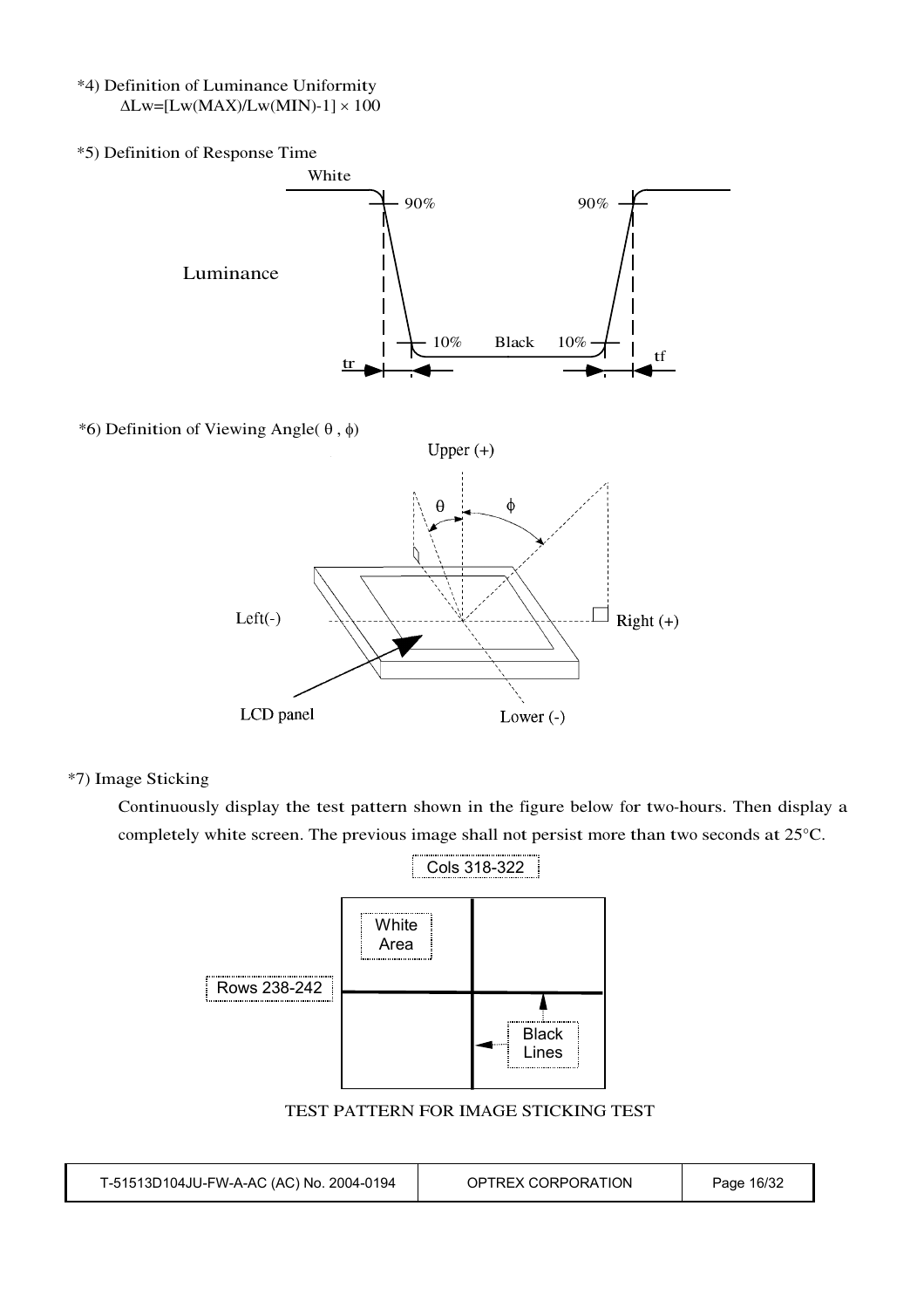*4) Definition of Luminance Uniformity

$\Delta Lw=[Lw(MAX)/Lw(MIN)-1] \times 100$

*5) Definition of Response Time

White

90%

90%

Luminance

10% Black 10%

tr

tf

*6) Definition of Viewing Angle( $\theta$ , $\phi$)

Upper (+)

$\theta$ $\phi$

Left(-)

Right (+)

LCD panel

Lower (-)

*7) Image Sticking

Continuously display the test pattern shown in the figure below for two-hours. Then display a completely white screen. The previous image shall not persist more than two seconds at 25°C.

Cols 318-322

White Area

Rows 238-242

Black Lines

TEST PATTERN FOR IMAGE STICKING TEST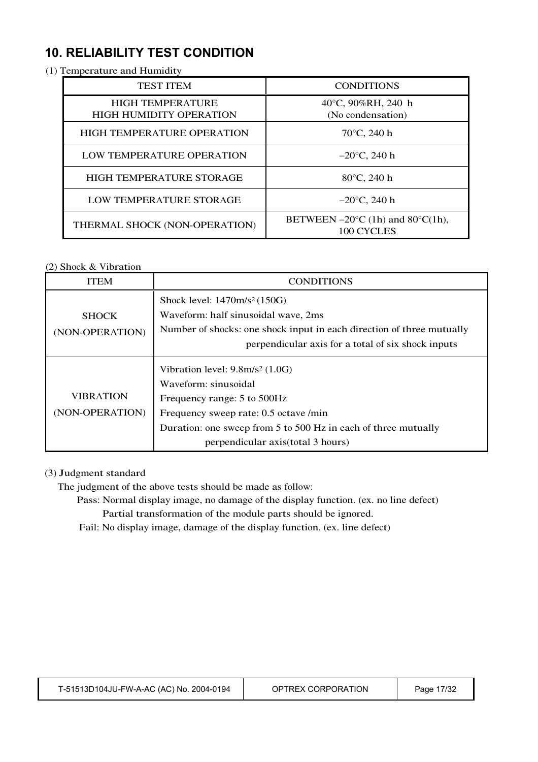## 10. RELIABILITY TEST CONDITION

(1) Temperature and Humidity

| TEST ITEM | CONDITIONS |
|---|---|
| HIGH TEMPERATURE HIGH HUMIDITY OPERATION | 40°C, 90%RH, 240 h (No condensation) |
| HIGH TEMPERATURE OPERATION | 70°C, 240 h |
| LOW TEMPERATURE OPERATION | −20°C, 240 h |
| HIGH TEMPERATURE STORAGE | 80°C, 240 h |
| LOW TEMPERATURE STORAGE | −20°C, 240 h |
| THERMAL SHOCK (NON-OPERATION) | BETWEEN −20°C (1h) and 80°C(1h), 100 CYCLES |

(2) Shock & Vibration

| ITEM | CONDITIONS |
|---|---|
| SHOCK (NON-OPERATION) | Shock level: $1470m/s^2$ (150G)<br>Waveform: half sinusoidal wave, 2ms<br>Number of shocks: one shock input in each direction of three mutually perpendicular axis for a total of six shock inputs |
| VIBRATION (NON-OPERATION) | Vibration level: $9.8m/s^2$ (1.0G)<br>Waveform: sinusoidal<br>Frequency range: 5 to 500Hz<br>Frequency sweep rate: 0.5 octave /min<br>Duration: one sweep from 5 to 500 Hz in each of three mutually perpendicular axis(total 3 hours) |

(3) Judgment standard

The judgment of the above tests should be made as follow:

Pass: Normal display image, no damage of the display function. (ex. no line defect)
Partial transformation of the module parts should be ignored.

Fail: No display image, damage of the display function. (ex. line defect)